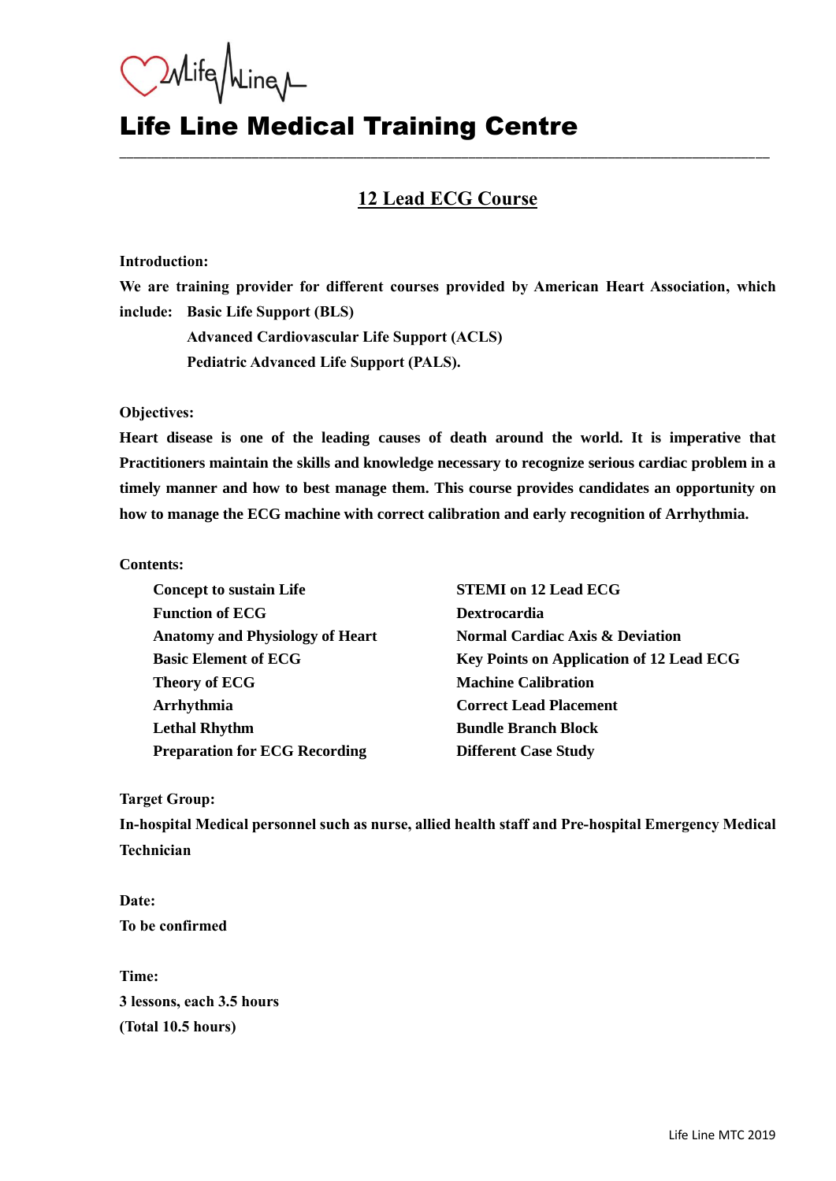# Life Line Medical Training Centre

## 12 Lead ECG Course

**Introduction:**

**We are training provider for different courses provided by American Heart Association, which include:**

- **Basic Life Support (BLS)**
- **Advanced Cardiovascular Life Support (ACLS)**
- **Pediatric Advanced Life Support (PALS).**

**Objectives:**

**Heart disease is one of the leading causes of death around the world. It is imperative that Practitioners maintain the skills and knowledge necessary to recognize serious cardiac problem in a timely manner and how to best manage them. This course provides candidates an opportunity on how to manage the ECG machine with correct calibration and early recognition of Arrhythmia.**

**Contents:**

- **Concept to sustain Life**
- **Function of ECG**
- **Anatomy and Physiology of Heart**
- **Basic Element of ECG**
- **Theory of ECG**
- **Arrhythmia**
- **Lethal Rhythm**
- **Preparation for ECG Recording**
- **STEMI on 12 Lead ECG**
- **Dextrocardia**
- **Normal Cardiac Axis & Deviation**
- **Key Points on Application of 12 Lead ECG**
- **Machine Calibration**
- **Correct Lead Placement**
- **Bundle Branch Block**
- **Different Case Study**

**Target Group:**

**In-hospital Medical personnel such as nurse, allied health staff and Pre-hospital Emergency Medical Technician**

**Date:**

**To be confirmed**

**Time:**

**3 lessons, each 3.5 hours**

**(Total 10.5 hours)**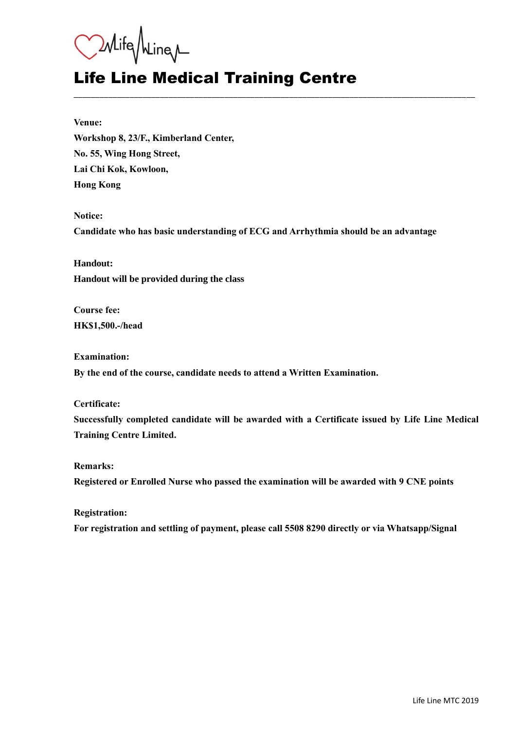# Life Line Medical Training Centre

**Venue:**
**Workshop 8, 23/F., Kimberland Center,**
**No. 55, Wing Hong Street,**
**Lai Chi Kok, Kowloon,**
**Hong Kong**

**Notice:**
**Candidate who has basic understanding of ECG and Arrhythmia should be an advantage**

**Handout:**
**Handout will be provided during the class**

**Course fee:**
**HK$1,500.-/head**

**Examination:**
**By the end of the course, candidate needs to attend a Written Examination.**

**Certificate:**
**Successfully completed candidate will be awarded with a Certificate issued by Life Line Medical Training Centre Limited.**

**Remarks:**
**Registered or Enrolled Nurse who passed the examination will be awarded with 9 CNE points**

**Registration:**
**For registration and settling of payment, please call 5508 8290 directly or via Whatsapp/Signal**